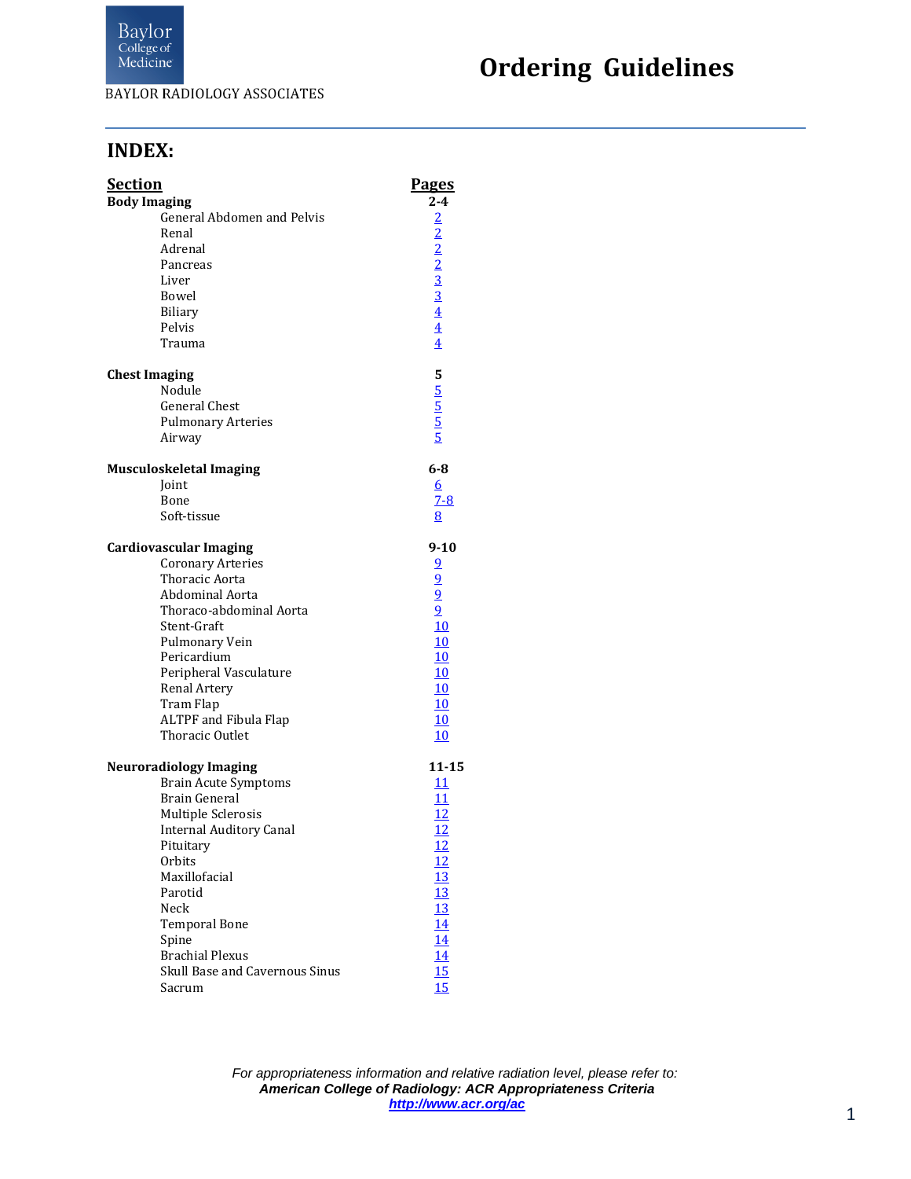Baylor College of Medicine

BAYLOR RADIOLOGY ASSOCIATES

# Ordering Guidelines

## INDEX:

| Section | Pages |
|---|---|
| **Body Imaging** | **2-4** |
| General Abdomen and Pelvis | 2 |
| Renal | 2 |
| Adrenal | 2 |
| Pancreas | 2 |
| Liver | 3 |
| Bowel | 3 |
| Biliary | 4 |
| Pelvis | 4 |
| Trauma | 4 |
| **Chest Imaging** | **5** |
| Nodule | 5 |
| General Chest | 5 |
| Pulmonary Arteries | 5 |
| Airway | 5 |
| **Musculoskeletal Imaging** | **6-8** |
| Joint | 6 |
| Bone | 7-8 |
| Soft-tissue | 8 |
| **Cardiovascular Imaging** | **9-10** |
| Coronary Arteries | 9 |
| Thoracic Aorta | 9 |
| Abdominal Aorta | 9 |
| Thoraco-abdominal Aorta | 9 |
| Stent-Graft | 10 |
| Pulmonary Vein | 10 |
| Pericardium | 10 |
| Peripheral Vasculature | 10 |
| Renal Artery | 10 |
| Tram Flap | 10 |
| ALTPF and Fibula Flap | 10 |
| Thoracic Outlet | 10 |
| **Neuroradiology Imaging** | **11-15** |
| Brain Acute Symptoms | 11 |
| Brain General | 11 |
| Multiple Sclerosis | 12 |
| Internal Auditory Canal | 12 |
| Pituitary | 12 |
| Orbits | 12 |
| Maxillofacial | 13 |
| Parotid | 13 |
| Neck | 13 |
| Temporal Bone | 14 |
| Spine | 14 |
| Brachial Plexus | 14 |
| Skull Base and Cavernous Sinus | 15 |
| Sacrum | 15 |

*For appropriateness information and relative radiation level, please refer to:*
***American College of Radiology: ACR Appropriateness Criteria***
***http://www.acr.org/ac***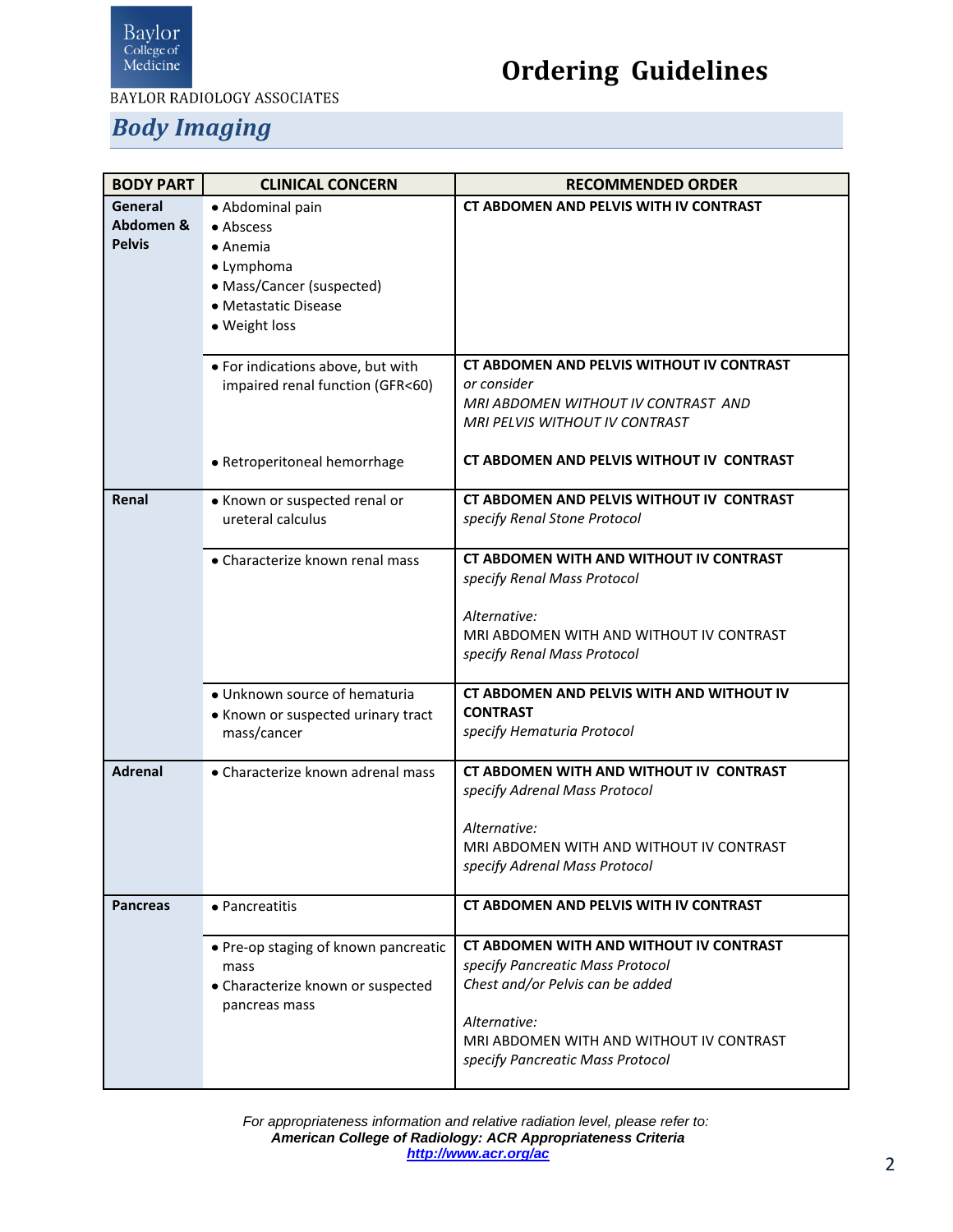BAYLOR RADIOLOGY ASSOCIATES

# Ordering Guidelines

## *Body Imaging*

| BODY PART | CLINICAL CONCERN | RECOMMENDED ORDER |
|---|---|---|
| **General Abdomen & Pelvis** | • Abdominal pain<br>• Abscess<br>• Anemia<br>• Lymphoma<br>• Mass/Cancer (suspected)<br>• Metastatic Disease<br>• Weight loss | **CT ABDOMEN AND PELVIS WITH IV CONTRAST** |
| | • For indications above, but with impaired renal function (GFR<60) | **CT ABDOMEN AND PELVIS WITHOUT IV CONTRAST**<br>*or consider*<br>*MRI ABDOMEN WITHOUT IV CONTRAST AND*<br>*MRI PELVIS WITHOUT IV CONTRAST* |
| | • Retroperitoneal hemorrhage | **CT ABDOMEN AND PELVIS WITHOUT IV CONTRAST** |
| **Renal** | • Known or suspected renal or ureteral calculus | **CT ABDOMEN AND PELVIS WITHOUT IV CONTRAST**<br>*specify Renal Stone Protocol* |
| | • Characterize known renal mass | **CT ABDOMEN WITH AND WITHOUT IV CONTRAST**<br>*specify Renal Mass Protocol*<br><br>*Alternative:*<br>MRI ABDOMEN WITH AND WITHOUT IV CONTRAST<br>*specify Renal Mass Protocol* |
| | • Unknown source of hematuria<br>• Known or suspected urinary tract mass/cancer | **CT ABDOMEN AND PELVIS WITH AND WITHOUT IV CONTRAST**<br>*specify Hematuria Protocol* |
| **Adrenal** | • Characterize known adrenal mass | **CT ABDOMEN WITH AND WITHOUT IV CONTRAST**<br>*specify Adrenal Mass Protocol*<br><br>*Alternative:*<br>MRI ABDOMEN WITH AND WITHOUT IV CONTRAST<br>*specify Adrenal Mass Protocol* |
| **Pancreas** | • Pancreatitis | **CT ABDOMEN AND PELVIS WITH IV CONTRAST** |
| | • Pre-op staging of known pancreatic mass<br>• Characterize known or suspected pancreas mass | **CT ABDOMEN WITH AND WITHOUT IV CONTRAST**<br>*specify Pancreatic Mass Protocol*<br>*Chest and/or Pelvis can be added*<br><br>*Alternative:*<br>MRI ABDOMEN WITH AND WITHOUT IV CONTRAST<br>*specify Pancreatic Mass Protocol* |

*For appropriateness information and relative radiation level, please refer to:*
***American College of Radiology: ACR Appropriateness Criteria***
***http://www.acr.org/ac***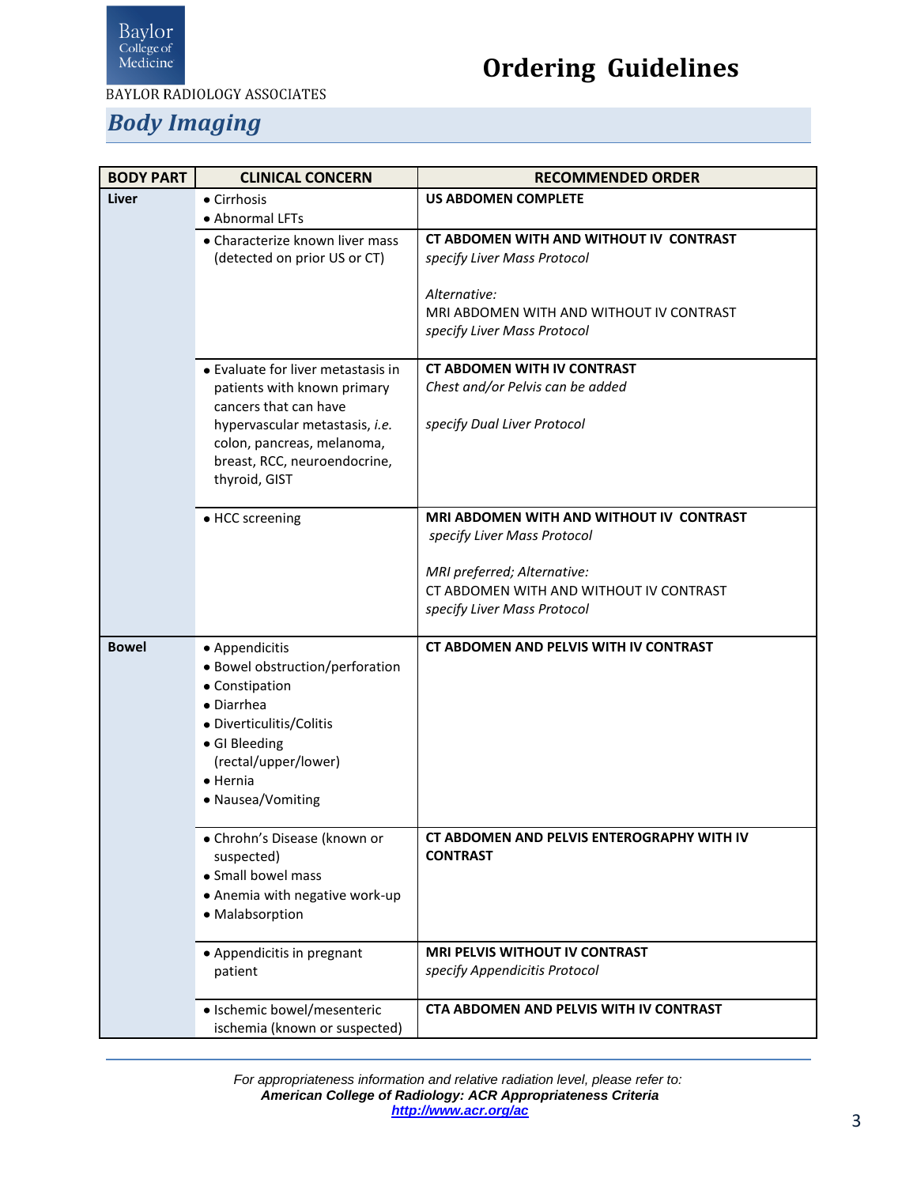BAYLOR RADIOLOGY ASSOCIATES

# Ordering Guidelines

## Body Imaging

| BODY PART | CLINICAL CONCERN | RECOMMENDED ORDER |
|---|---|---|
| **Liver** | • Cirrhosis<br>• Abnormal LFTs | **US ABDOMEN COMPLETE** |
| | • Characterize known liver mass (detected on prior US or CT) | **CT ABDOMEN WITH AND WITHOUT IV CONTRAST**<br>*specify Liver Mass Protocol*<br><br>*Alternative:*<br>MRI ABDOMEN WITH AND WITHOUT IV CONTRAST<br>*specify Liver Mass Protocol* |
| | • Evaluate for liver metastasis in patients with known primary cancers that can have hypervascular metastasis, *i.e.* colon, pancreas, melanoma, breast, RCC, neuroendocrine, thyroid, GIST | **CT ABDOMEN WITH IV CONTRAST**<br>*Chest and/or Pelvis can be added*<br><br>*specify Dual Liver Protocol* |
| | • HCC screening | **MRI ABDOMEN WITH AND WITHOUT IV CONTRAST**<br>*specify Liver Mass Protocol*<br><br>*MRI preferred; Alternative:*<br>CT ABDOMEN WITH AND WITHOUT IV CONTRAST<br>*specify Liver Mass Protocol* |
| **Bowel** | • Appendicitis<br>• Bowel obstruction/perforation<br>• Constipation<br>• Diarrhea<br>• Diverticulitis/Colitis<br>• GI Bleeding (rectal/upper/lower)<br>• Hernia<br>• Nausea/Vomiting | **CT ABDOMEN AND PELVIS WITH IV CONTRAST** |
| | • Chrohn's Disease (known or suspected)<br>• Small bowel mass<br>• Anemia with negative work-up<br>• Malabsorption | **CT ABDOMEN AND PELVIS ENTEROGRAPHY WITH IV CONTRAST** |
| | • Appendicitis in pregnant patient | **MRI PELVIS WITHOUT IV CONTRAST**<br>*specify Appendicitis Protocol* |
| | • Ischemic bowel/mesenteric ischemia (known or suspected) | **CTA ABDOMEN AND PELVIS WITH IV CONTRAST** |

*For appropriateness information and relative radiation level, please refer to:*
***American College of Radiology: ACR Appropriateness Criteria***
***http://www.acr.org/ac***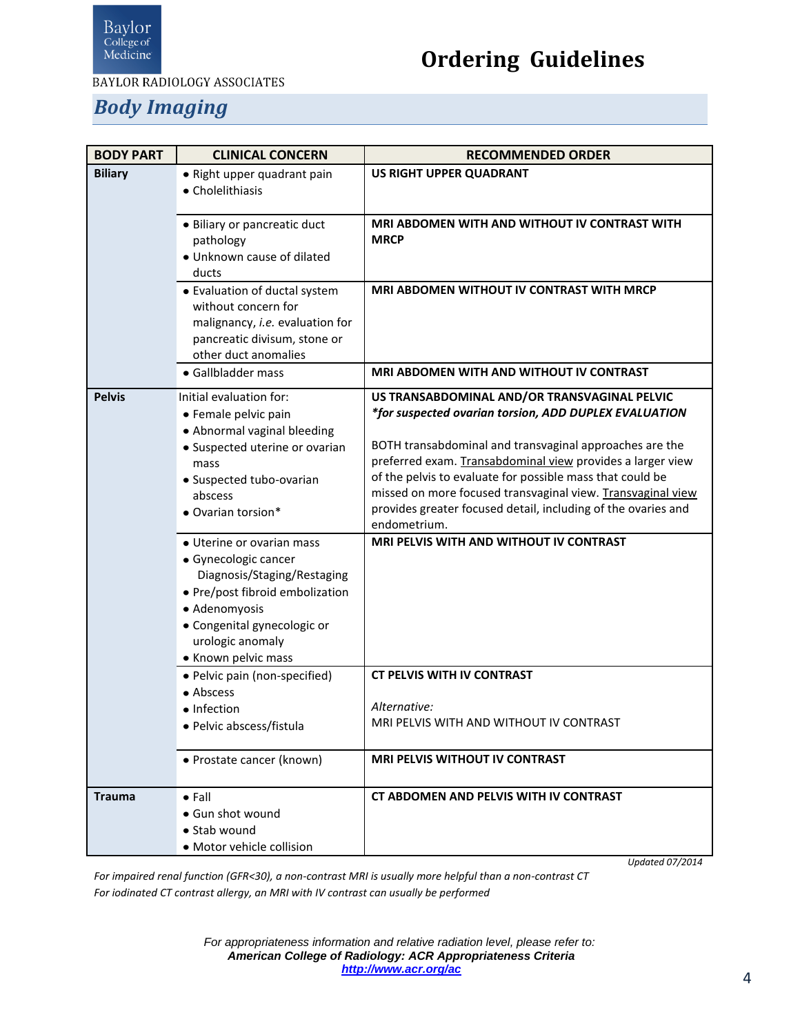BAYLOR RADIOLOGY ASSOCIATES

# Ordering Guidelines

## Body Imaging

| BODY PART | CLINICAL CONCERN | RECOMMENDED ORDER |
|---|---|---|
| **Biliary** | • Right upper quadrant pain<br>• Cholelithiasis | **US RIGHT UPPER QUADRANT** |
| | • Biliary or pancreatic duct pathology<br>• Unknown cause of dilated ducts | **MRI ABDOMEN WITH AND WITHOUT IV CONTRAST WITH MRCP** |
| | • Evaluation of ductal system without concern for malignancy, *i.e.* evaluation for pancreatic divisum, stone or other duct anomalies | **MRI ABDOMEN WITHOUT IV CONTRAST WITH MRCP** |
| | • Gallbladder mass | **MRI ABDOMEN WITH AND WITHOUT IV CONTRAST** |
| **Pelvis** | Initial evaluation for:<br>• Female pelvic pain<br>• Abnormal vaginal bleeding<br>• Suspected uterine or ovarian mass<br>• Suspected tubo-ovarian abscess<br>• Ovarian torsion* | **US TRANSABDOMINAL AND/OR TRANSVAGINAL PELVIC**<br>***for suspected ovarian torsion, ADD DUPLEX EVALUATION**<br><br>BOTH transabdominal and transvaginal approaches are the preferred exam. Transabdominal view provides a larger view of the pelvis to evaluate for possible mass that could be missed on more focused transvaginal view. Transvaginal view provides greater focused detail, including of the ovaries and endometrium. |
| | • Uterine or ovarian mass<br>• Gynecologic cancer Diagnosis/Staging/Restaging<br>• Pre/post fibroid embolization<br>• Adenomyosis<br>• Congenital gynecologic or urologic anomaly<br>• Known pelvic mass | **MRI PELVIS WITH AND WITHOUT IV CONTRAST** |
| | • Pelvic pain (non-specified)<br>• Abscess<br>• Infection<br>• Pelvic abscess/fistula | **CT PELVIS WITH IV CONTRAST**<br><br>*Alternative:*<br>MRI PELVIS WITH AND WITHOUT IV CONTRAST |
| | • Prostate cancer (known) | **MRI PELVIS WITHOUT IV CONTRAST** |
| **Trauma** | • Fall<br>• Gun shot wound<br>• Stab wound<br>• Motor vehicle collision | **CT ABDOMEN AND PELVIS WITH IV CONTRAST** |

*Updated 07/2014*

*For impaired renal function (GFR<30), a non-contrast MRI is usually more helpful than a non-contrast CT*
*For iodinated CT contrast allergy, an MRI with IV contrast can usually be performed*

*For appropriateness information and relative radiation level, please refer to:*
***American College of Radiology: ACR Appropriateness Criteria***
***http://www.acr.org/ac***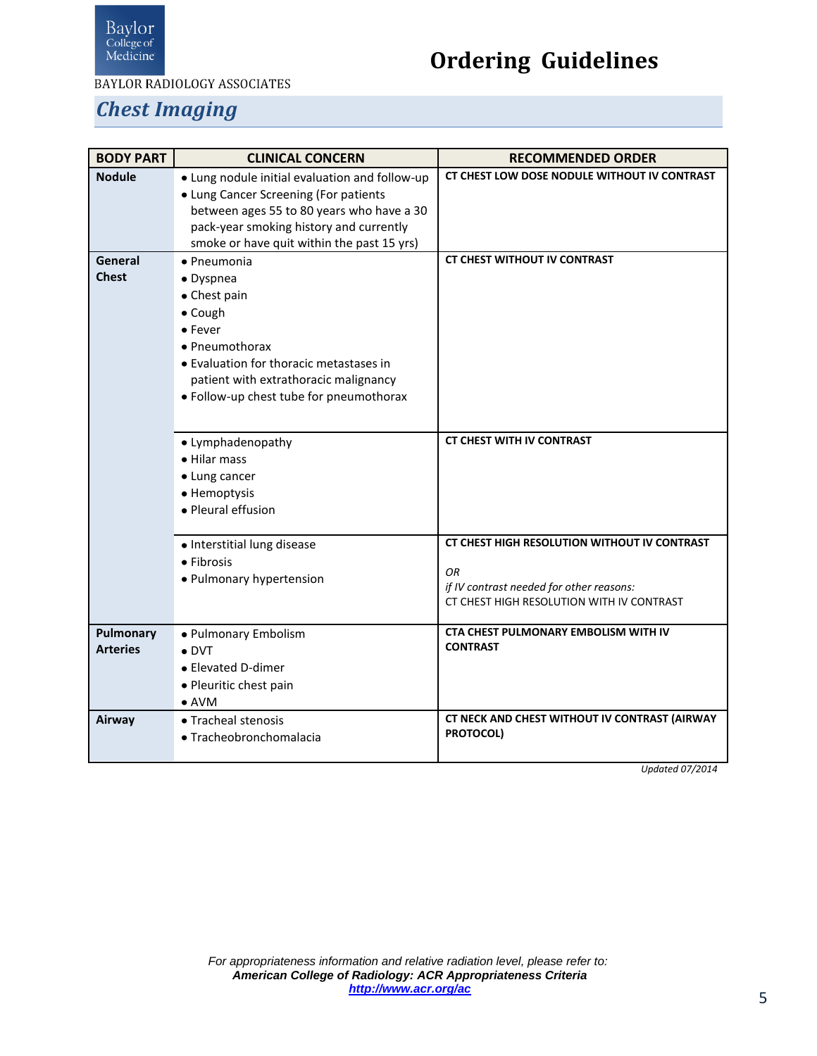BAYLOR RADIOLOGY ASSOCIATES

# Ordering Guidelines

## Chest Imaging

| BODY PART | CLINICAL CONCERN | RECOMMENDED ORDER |
|---|---|---|
| **Nodule** | • Lung nodule initial evaluation and follow-up<br>• Lung Cancer Screening (For patients between ages 55 to 80 years who have a 30 pack-year smoking history and currently smoke or have quit within the past 15 yrs) | **CT CHEST LOW DOSE NODULE WITHOUT IV CONTRAST** |
| **General Chest** | • Pneumonia<br>• Dyspnea<br>• Chest pain<br>• Cough<br>• Fever<br>• Pneumothorax<br>• Evaluation for thoracic metastases in patient with extrathoracic malignancy<br>• Follow-up chest tube for pneumothorax | **CT CHEST WITHOUT IV CONTRAST** |
| | • Lymphadenopathy<br>• Hilar mass<br>• Lung cancer<br>• Hemoptysis<br>• Pleural effusion | **CT CHEST WITH IV CONTRAST** |
| | • Interstitial lung disease<br>• Fibrosis<br>• Pulmonary hypertension | **CT CHEST HIGH RESOLUTION WITHOUT IV CONTRAST**<br>*OR*<br>*if IV contrast needed for other reasons:*<br>CT CHEST HIGH RESOLUTION WITH IV CONTRAST |
| **Pulmonary Arteries** | • Pulmonary Embolism<br>• DVT<br>• Elevated D-dimer<br>• Pleuritic chest pain<br>• AVM | **CTA CHEST PULMONARY EMBOLISM WITH IV CONTRAST** |
| **Airway** | • Tracheal stenosis<br>• Tracheobronchomalacia | **CT NECK AND CHEST WITHOUT IV CONTRAST (AIRWAY PROTOCOL)** |

*Updated 07/2014*

*For appropriateness information and relative radiation level, please refer to:*
***American College of Radiology: ACR Appropriateness Criteria***
***http://www.acr.org/ac***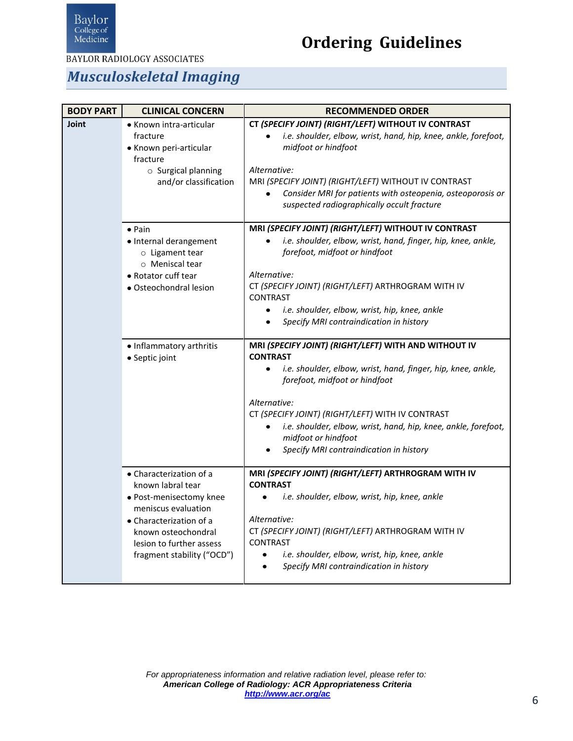BAYLOR RADIOLOGY ASSOCIATES

# Ordering Guidelines

## *Musculoskeletal Imaging*

| BODY PART | CLINICAL CONCERN | RECOMMENDED ORDER |
|---|---|---|
| **Joint** | • Known intra-articular fracture<br>• Known peri-articular fracture<br>  ○ Surgical planning and/or classification | **CT *(SPECIFY JOINT) (RIGHT/LEFT)* WITHOUT IV CONTRAST**<br>• *i.e. shoulder, elbow, wrist, hand, hip, knee, ankle, forefoot, midfoot or hindfoot*<br><br>*Alternative:*<br>MRI *(SPECIFY JOINT) (RIGHT/LEFT)* WITHOUT IV CONTRAST<br>• *Consider MRI for patients with osteopenia, osteoporosis or suspected radiographically occult fracture* |
| | • Pain<br>• Internal derangement<br>  ○ Ligament tear<br>  ○ Meniscal tear<br>• Rotator cuff tear<br>• Osteochondral lesion | **MRI *(SPECIFY JOINT) (RIGHT/LEFT)* WITHOUT IV CONTRAST**<br>• *i.e. shoulder, elbow, wrist, hand, finger, hip, knee, ankle, forefoot, midfoot or hindfoot*<br><br>*Alternative:*<br>CT *(SPECIFY JOINT) (RIGHT/LEFT)* ARTHROGRAM WITH IV CONTRAST<br>• *i.e. shoulder, elbow, wrist, hip, knee, ankle*<br>• *Specify MRI contraindication in history* |
| | • Inflammatory arthritis<br>• Septic joint | **MRI *(SPECIFY JOINT) (RIGHT/LEFT)* WITH AND WITHOUT IV CONTRAST**<br>• *i.e. shoulder, elbow, wrist, hand, finger, hip, knee, ankle, forefoot, midfoot or hindfoot*<br><br>*Alternative:*<br>CT *(SPECIFY JOINT) (RIGHT/LEFT)* WITH IV CONTRAST<br>• *i.e. shoulder, elbow, wrist, hand, hip, knee, ankle, forefoot, midfoot or hindfoot*<br>• *Specify MRI contraindication in history* |
| | • Characterization of a known labral tear<br>• Post-menisectomy knee meniscus evaluation<br>• Characterization of a known osteochondral lesion to further assess fragment stability ("OCD") | **MRI *(SPECIFY JOINT) (RIGHT/LEFT)* ARTHROGRAM WITH IV CONTRAST**<br>• *i.e. shoulder, elbow, wrist, hip, knee, ankle*<br><br>*Alternative:*<br>CT *(SPECIFY JOINT) (RIGHT/LEFT)* ARTHROGRAM WITH IV CONTRAST<br>• *i.e. shoulder, elbow, wrist, hip, knee, ankle*<br>• *Specify MRI contraindication in history* |

*For appropriateness information and relative radiation level, please refer to:*
***American College of Radiology: ACR Appropriateness Criteria***
***http://www.acr.org/ac***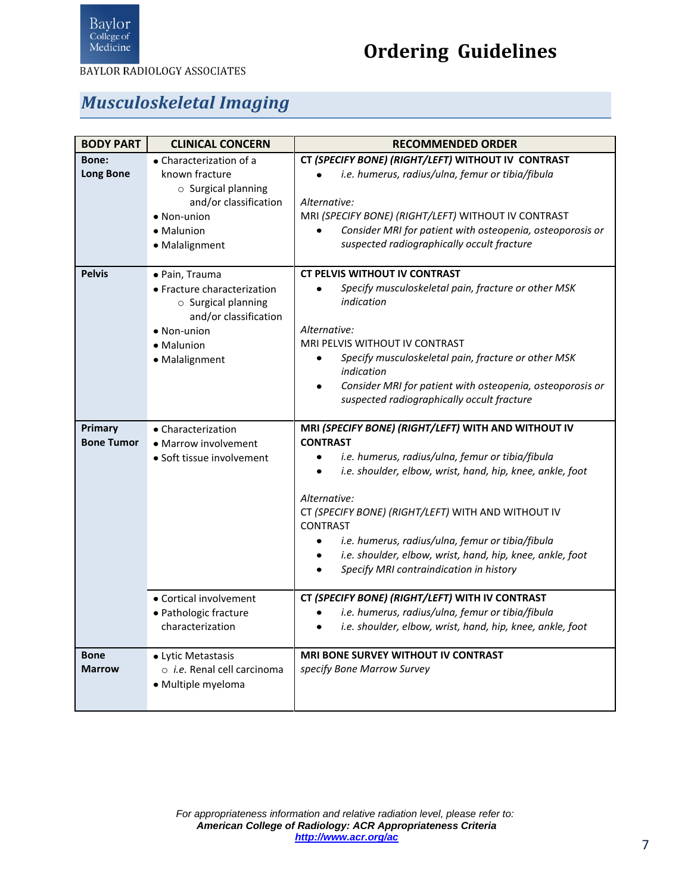BAYLOR RADIOLOGY ASSOCIATES

# Ordering Guidelines

## *Musculoskeletal Imaging*

| BODY PART | CLINICAL CONCERN | RECOMMENDED ORDER |
|---|---|---|
| **Bone: Long Bone** | • Characterization of a known fracture<br>  ○ Surgical planning and/or classification<br>• Non-union<br>• Malunion<br>• Malalignment | **CT *(SPECIFY BONE) (RIGHT/LEFT)* WITHOUT IV CONTRAST**<br>• *i.e. humerus, radius/ulna, femur or tibia/fibula*<br><br>*Alternative:*<br>MRI *(SPECIFY BONE) (RIGHT/LEFT)* WITHOUT IV CONTRAST<br>• *Consider MRI for patient with osteopenia, osteoporosis or suspected radiographically occult fracture* |
| **Pelvis** | • Pain, Trauma<br>• Fracture characterization<br>  ○ Surgical planning and/or classification<br>• Non-union<br>• Malunion<br>• Malalignment | **CT PELVIS WITHOUT IV CONTRAST**<br>• *Specify musculoskeletal pain, fracture or other MSK indication*<br><br>*Alternative:*<br>MRI PELVIS WITHOUT IV CONTRAST<br>• *Specify musculoskeletal pain, fracture or other MSK indication*<br>• *Consider MRI for patient with osteopenia, osteoporosis or suspected radiographically occult fracture* |
| **Primary Bone Tumor** | • Characterization<br>• Marrow involvement<br>• Soft tissue involvement | **MRI *(SPECIFY BONE) (RIGHT/LEFT)* WITH AND WITHOUT IV CONTRAST**<br>• *i.e. humerus, radius/ulna, femur or tibia/fibula*<br>• *i.e. shoulder, elbow, wrist, hand, hip, knee, ankle, foot*<br><br>*Alternative:*<br>CT *(SPECIFY BONE) (RIGHT/LEFT)* WITH AND WITHOUT IV CONTRAST<br>• *i.e. humerus, radius/ulna, femur or tibia/fibula*<br>• *i.e. shoulder, elbow, wrist, hand, hip, knee, ankle, foot*<br>• *Specify MRI contraindication in history* |
| | • Cortical involvement<br>• Pathologic fracture characterization | **CT *(SPECIFY BONE) (RIGHT/LEFT)* WITH IV CONTRAST**<br>• *i.e. humerus, radius/ulna, femur or tibia/fibula*<br>• *i.e. shoulder, elbow, wrist, hand, hip, knee, ankle, foot* |
| **Bone Marrow** | • Lytic Metastasis<br>  ○ *i.e.* Renal cell carcinoma<br>• Multiple myeloma | **MRI BONE SURVEY WITHOUT IV CONTRAST**<br>*specify Bone Marrow Survey* |

*For appropriateness information and relative radiation level, please refer to:*
***American College of Radiology: ACR Appropriateness Criteria***
***http://www.acr.org/ac***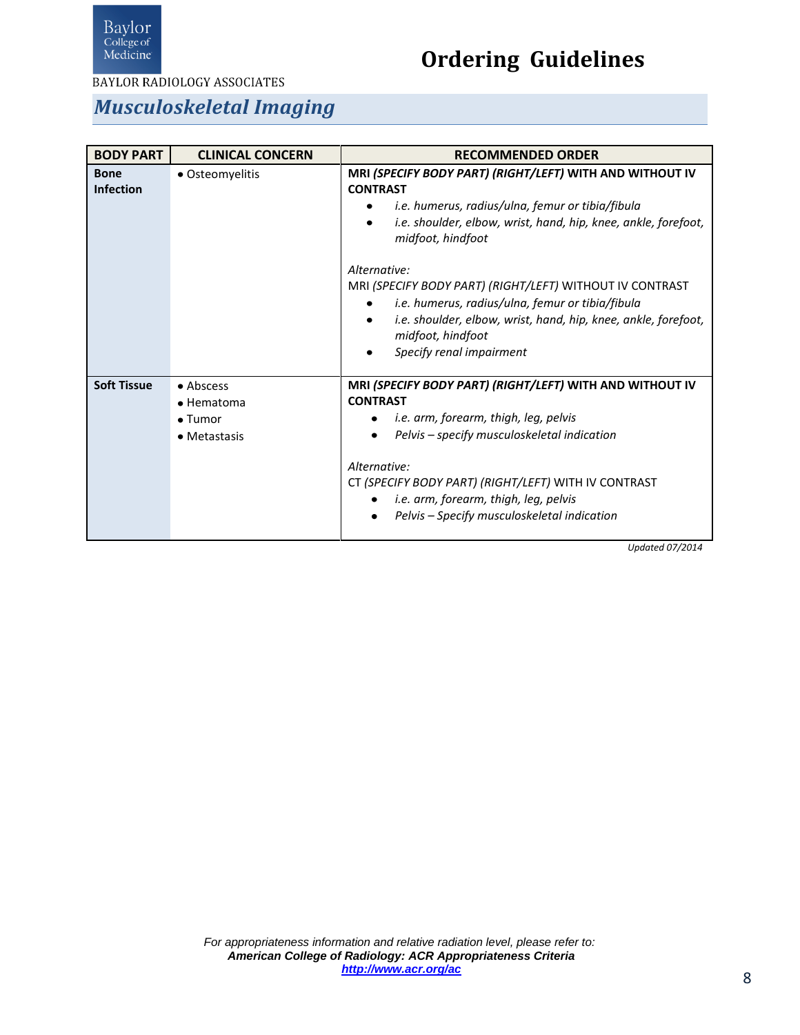BAYLOR RADIOLOGY ASSOCIATES

# Ordering Guidelines

## *Musculoskeletal Imaging*

| BODY PART | CLINICAL CONCERN | RECOMMENDED ORDER |
|---|---|---|
| **Bone Infection** | • Osteomyelitis | **MRI *(SPECIFY BODY PART) (RIGHT/LEFT)* WITH AND WITHOUT IV CONTRAST**<br>• *i.e. humerus, radius/ulna, femur or tibia/fibula*<br>• *i.e. shoulder, elbow, wrist, hand, hip, knee, ankle, forefoot, midfoot, hindfoot*<br><br>*Alternative:*<br>MRI *(SPECIFY BODY PART) (RIGHT/LEFT)* WITHOUT IV CONTRAST<br>• *i.e. humerus, radius/ulna, femur or tibia/fibula*<br>• *i.e. shoulder, elbow, wrist, hand, hip, knee, ankle, forefoot, midfoot, hindfoot*<br>• *Specify renal impairment* |
| **Soft Tissue** | • Abscess<br>• Hematoma<br>• Tumor<br>• Metastasis | **MRI *(SPECIFY BODY PART) (RIGHT/LEFT)* WITH AND WITHOUT IV CONTRAST**<br>• *i.e. arm, forearm, thigh, leg, pelvis*<br>• *Pelvis – specify musculoskeletal indication*<br><br>*Alternative:*<br>CT *(SPECIFY BODY PART) (RIGHT/LEFT)* WITH IV CONTRAST<br>• *i.e. arm, forearm, thigh, leg, pelvis*<br>• *Pelvis – Specify musculoskeletal indication* |

*Updated 07/2014*

*For appropriateness information and relative radiation level, please refer to:*
***American College of Radiology: ACR Appropriateness Criteria***
***http://www.acr.org/ac***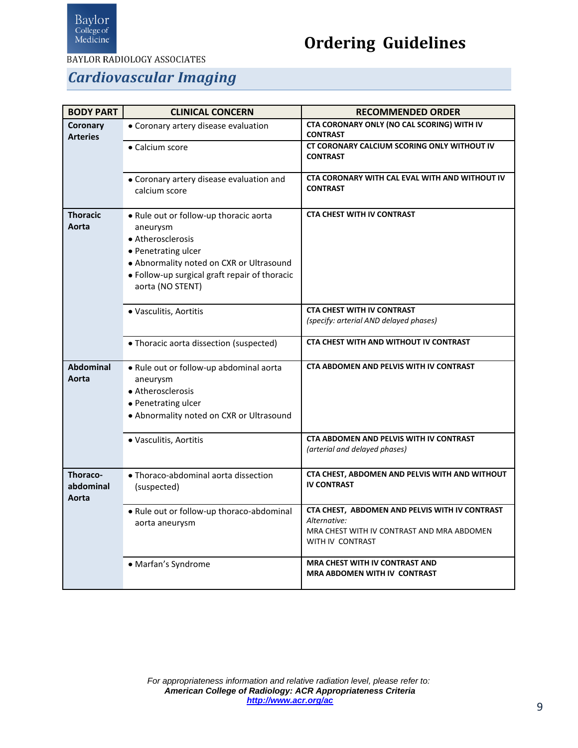BAYLOR RADIOLOGY ASSOCIATES

# Ordering Guidelines

## *Cardiovascular Imaging*

| BODY PART | CLINICAL CONCERN | RECOMMENDED ORDER |
|---|---|---|
| **Coronary Arteries** | • Coronary artery disease evaluation | **CTA CORONARY ONLY (NO CAL SCORING) WITH IV CONTRAST** |
| | • Calcium score | **CT CORONARY CALCIUM SCORING ONLY WITHOUT IV CONTRAST** |
| | • Coronary artery disease evaluation and calcium score | **CTA CORONARY WITH CAL EVAL WITH AND WITHOUT IV CONTRAST** |
| **Thoracic Aorta** | • Rule out or follow-up thoracic aorta aneurysm<br>• Atherosclerosis<br>• Penetrating ulcer<br>• Abnormality noted on CXR or Ultrasound<br>• Follow-up surgical graft repair of thoracic aorta (NO STENT) | **CTA CHEST WITH IV CONTRAST** |
| | • Vasculitis, Aortitis | **CTA CHEST WITH IV CONTRAST**<br>*(specify: arterial AND delayed phases)* |
| | • Thoracic aorta dissection (suspected) | **CTA CHEST WITH AND WITHOUT IV CONTRAST** |
| **Abdominal Aorta** | • Rule out or follow-up abdominal aorta aneurysm<br>• Atherosclerosis<br>• Penetrating ulcer<br>• Abnormality noted on CXR or Ultrasound | **CTA ABDOMEN AND PELVIS WITH IV CONTRAST** |
| | • Vasculitis, Aortitis | **CTA ABDOMEN AND PELVIS WITH IV CONTRAST**<br>*(arterial and delayed phases)* |
| **Thoraco-abdominal Aorta** | • Thoraco-abdominal aorta dissection (suspected) | **CTA CHEST, ABDOMEN AND PELVIS WITH AND WITHOUT IV CONTRAST** |
| | • Rule out or follow-up thoraco-abdominal aorta aneurysm | **CTA CHEST, ABDOMEN AND PELVIS WITH IV CONTRAST**<br>*Alternative:*<br>MRA CHEST WITH IV CONTRAST AND MRA ABDOMEN WITH IV CONTRAST |
| | • Marfan's Syndrome | **MRA CHEST WITH IV CONTRAST AND MRA ABDOMEN WITH IV CONTRAST** |

*For appropriateness information and relative radiation level, please refer to:*
***American College of Radiology: ACR Appropriateness Criteria***
***http://www.acr.org/ac***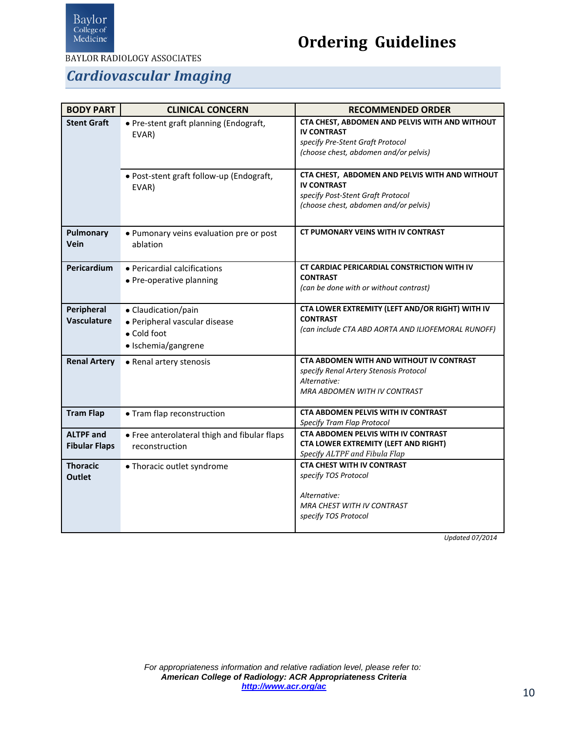BAYLOR RADIOLOGY ASSOCIATES

# Ordering Guidelines

## Cardiovascular Imaging

| BODY PART | CLINICAL CONCERN | RECOMMENDED ORDER |
|---|---|---|
| **Stent Graft** | • Pre-stent graft planning (Endograft, EVAR) | **CTA CHEST, ABDOMEN AND PELVIS WITH AND WITHOUT IV CONTRAST** <br> *specify Pre-Stent Graft Protocol* <br> *(choose chest, abdomen and/or pelvis)* |
| | • Post-stent graft follow-up (Endograft, EVAR) | **CTA CHEST, ABDOMEN AND PELVIS WITH AND WITHOUT IV CONTRAST** <br> *specify Post-Stent Graft Protocol* <br> *(choose chest, abdomen and/or pelvis)* |
| **Pulmonary Vein** | • Pumonary veins evaluation pre or post ablation | **CT PUMONARY VEINS WITH IV CONTRAST** |
| **Pericardium** | • Pericardial calcifications <br> • Pre-operative planning | **CT CARDIAC PERICARDIAL CONSTRICTION WITH IV CONTRAST** <br> *(can be done with or without contrast)* |
| **Peripheral Vasculature** | • Claudication/pain <br> • Peripheral vascular disease <br> • Cold foot <br> • Ischemia/gangrene | **CTA LOWER EXTREMITY (LEFT AND/OR RIGHT) WITH IV CONTRAST** <br> *(can include CTA ABD AORTA AND ILIOFEMORAL RUNOFF)* |
| **Renal Artery** | • Renal artery stenosis | **CTA ABDOMEN WITH AND WITHOUT IV CONTRAST** <br> *specify Renal Artery Stenosis Protocol* <br> *Alternative:* <br> *MRA ABDOMEN WITH IV CONTRAST* |
| **Tram Flap** | • Tram flap reconstruction | **CTA ABDOMEN PELVIS WITH IV CONTRAST** <br> *Specify Tram Flap Protocol* |
| **ALTPF and Fibular Flaps** | • Free anterolateral thigh and fibular flaps reconstruction | **CTA ABDOMEN PELVIS WITH IV CONTRAST** <br> **CTA LOWER EXTREMITY (LEFT AND RIGHT)** <br> *Specify ALTPF and Fibula Flap* |
| **Thoracic Outlet** | • Thoracic outlet syndrome | **CTA CHEST WITH IV CONTRAST** <br> *specify TOS Protocol* <br> *Alternative:* <br> *MRA CHEST WITH IV CONTRAST* <br> *specify TOS Protocol* |

*Updated 07/2014*

*For appropriateness information and relative radiation level, please refer to:*
***American College of Radiology: ACR Appropriateness Criteria***
***http://www.acr.org/ac***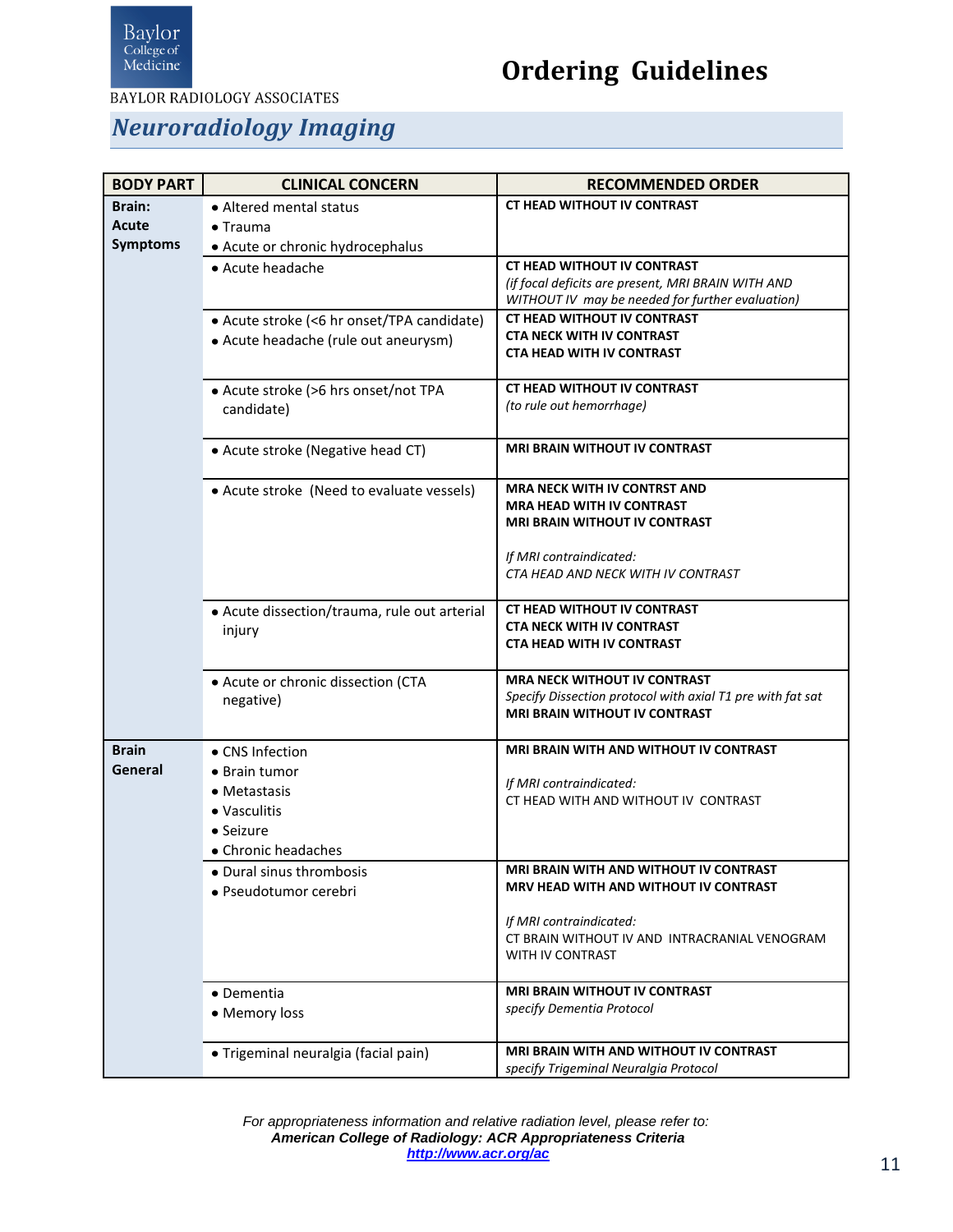Baylor College of Medicine

BAYLOR RADIOLOGY ASSOCIATES

# Ordering Guidelines

## Neuroradiology Imaging

| BODY PART | CLINICAL CONCERN | RECOMMENDED ORDER |
|---|---|---|
| **Brain: Acute Symptoms** | • Altered mental status<br>• Trauma<br>• Acute or chronic hydrocephalus | **CT HEAD WITHOUT IV CONTRAST** |
| | • Acute headache | **CT HEAD WITHOUT IV CONTRAST**<br>*(if focal deficits are present, MRI BRAIN WITH AND WITHOUT IV may be needed for further evaluation)* |
| | • Acute stroke (<6 hr onset/TPA candidate)<br>• Acute headache (rule out aneurysm) | **CT HEAD WITHOUT IV CONTRAST**<br>**CTA NECK WITH IV CONTRAST**<br>**CTA HEAD WITH IV CONTRAST** |
| | • Acute stroke (>6 hrs onset/not TPA candidate) | **CT HEAD WITHOUT IV CONTRAST**<br>*(to rule out hemorrhage)* |
| | • Acute stroke (Negative head CT) | **MRI BRAIN WITHOUT IV CONTRAST** |
| | • Acute stroke (Need to evaluate vessels) | **MRA NECK WITH IV CONTRST AND**<br>**MRA HEAD WITH IV CONTRAST**<br>**MRI BRAIN WITHOUT IV CONTRAST**<br><br>*If MRI contraindicated:*<br>*CTA HEAD AND NECK WITH IV CONTRAST* |
| | • Acute dissection/trauma, rule out arterial injury | **CT HEAD WITHOUT IV CONTRAST**<br>**CTA NECK WITH IV CONTRAST**<br>**CTA HEAD WITH IV CONTRAST** |
| | • Acute or chronic dissection (CTA negative) | **MRA NECK WITHOUT IV CONTRAST**<br>*Specify Dissection protocol with axial T1 pre with fat sat*<br>**MRI BRAIN WITHOUT IV CONTRAST** |
| **Brain General** | • CNS Infection<br>• Brain tumor<br>• Metastasis<br>• Vasculitis<br>• Seizure<br>• Chronic headaches | **MRI BRAIN WITH AND WITHOUT IV CONTRAST**<br><br>*If MRI contraindicated:*<br>CT HEAD WITH AND WITHOUT IV CONTRAST |
| | • Dural sinus thrombosis<br>• Pseudotumor cerebri | **MRI BRAIN WITH AND WITHOUT IV CONTRAST**<br>**MRV HEAD WITH AND WITHOUT IV CONTRAST**<br><br>*If MRI contraindicated:*<br>CT BRAIN WITHOUT IV AND INTRACRANIAL VENOGRAM WITH IV CONTRAST |
| | • Dementia<br>• Memory loss | **MRI BRAIN WITHOUT IV CONTRAST**<br>*specify Dementia Protocol* |
| | • Trigeminal neuralgia (facial pain) | **MRI BRAIN WITH AND WITHOUT IV CONTRAST**<br>*specify Trigeminal Neuralgia Protocol* |

*For appropriateness information and relative radiation level, please refer to:*
***American College of Radiology: ACR Appropriateness Criteria***
***http://www.acr.org/ac***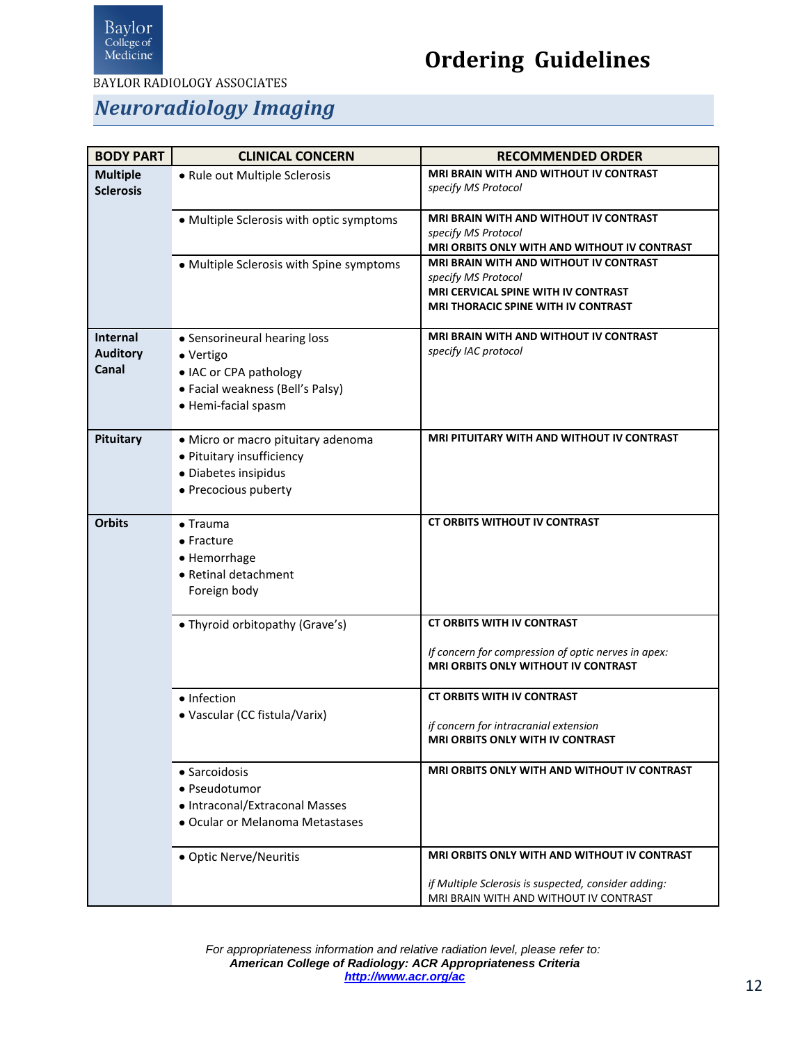Baylor College of Medicine

BAYLOR RADIOLOGY ASSOCIATES

# Ordering Guidelines

## *Neuroradiology Imaging*

| BODY PART | CLINICAL CONCERN | RECOMMENDED ORDER |
|---|---|---|
| **Multiple Sclerosis** | • Rule out Multiple Sclerosis | **MRI BRAIN WITH AND WITHOUT IV CONTRAST** *specify MS Protocol* |
| | • Multiple Sclerosis with optic symptoms | **MRI BRAIN WITH AND WITHOUT IV CONTRAST** *specify MS Protocol* **MRI ORBITS ONLY WITH AND WITHOUT IV CONTRAST** |
| | • Multiple Sclerosis with Spine symptoms | **MRI BRAIN WITH AND WITHOUT IV CONTRAST** *specify MS Protocol* **MRI CERVICAL SPINE WITH IV CONTRAST** **MRI THORACIC SPINE WITH IV CONTRAST** |
| **Internal Auditory Canal** | • Sensorineural hearing loss<br>• Vertigo<br>• IAC or CPA pathology<br>• Facial weakness (Bell's Palsy)<br>• Hemi-facial spasm | **MRI BRAIN WITH AND WITHOUT IV CONTRAST** *specify IAC protocol* |
| **Pituitary** | • Micro or macro pituitary adenoma<br>• Pituitary insufficiency<br>• Diabetes insipidus<br>• Precocious puberty | **MRI PITUITARY WITH AND WITHOUT IV CONTRAST** |
| **Orbits** | • Trauma<br>• Fracture<br>• Hemorrhage<br>• Retinal detachment<br>Foreign body | **CT ORBITS WITHOUT IV CONTRAST** |
| | • Thyroid orbitopathy (Grave's) | **CT ORBITS WITH IV CONTRAST**<br>*If concern for compression of optic nerves in apex:* **MRI ORBITS ONLY WITHOUT IV CONTRAST** |
| | • Infection<br>• Vascular (CC fistula/Varix) | **CT ORBITS WITH IV CONTRAST**<br>*if concern for intracranial extension* **MRI ORBITS ONLY WITH IV CONTRAST** |
| | • Sarcoidosis<br>• Pseudotumor<br>• Intraconal/Extraconal Masses<br>• Ocular or Melanoma Metastases | **MRI ORBITS ONLY WITH AND WITHOUT IV CONTRAST** |
| | • Optic Nerve/Neuritis | **MRI ORBITS ONLY WITH AND WITHOUT IV CONTRAST**<br>*if Multiple Sclerosis is suspected, consider adding:* MRI BRAIN WITH AND WITHOUT IV CONTRAST |

*For appropriateness information and relative radiation level, please refer to:*
***American College of Radiology: ACR Appropriateness Criteria***
***http://www.acr.org/ac***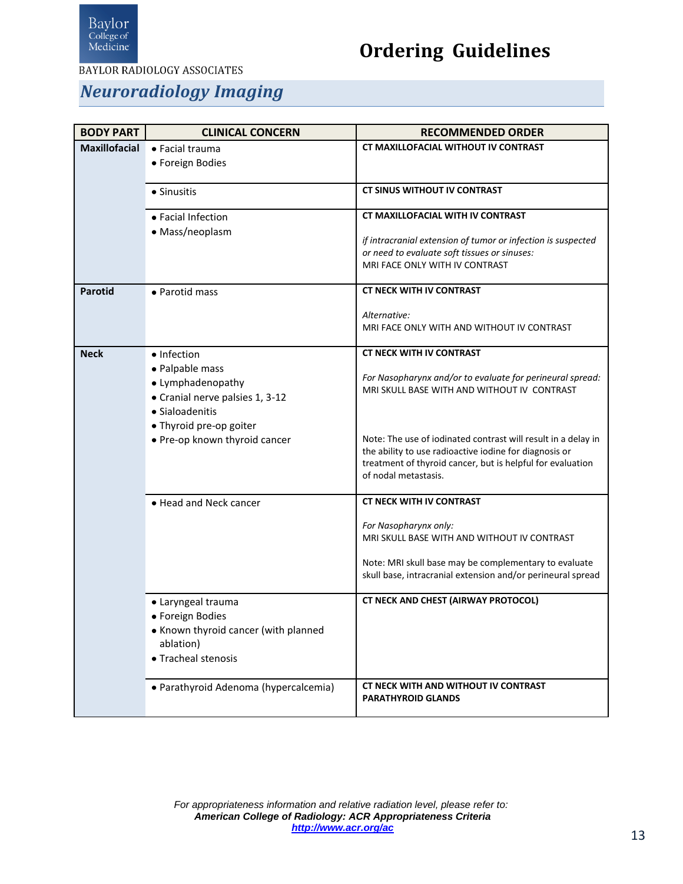BAYLOR RADIOLOGY ASSOCIATES

# Ordering Guidelines

## Neuroradiology Imaging

| BODY PART | CLINICAL CONCERN | RECOMMENDED ORDER |
|---|---|---|
| **Maxillofacial** | • Facial trauma<br>• Foreign Bodies | **CT MAXILLOFACIAL WITHOUT IV CONTRAST** |
| | • Sinusitis | **CT SINUS WITHOUT IV CONTRAST** |
| | • Facial Infection<br>• Mass/neoplasm | **CT MAXILLOFACIAL WITH IV CONTRAST**<br><br>*if intracranial extension of tumor or infection is suspected or need to evaluate soft tissues or sinuses:*<br>MRI FACE ONLY WITH IV CONTRAST |
| **Parotid** | • Parotid mass | **CT NECK WITH IV CONTRAST**<br><br>*Alternative:*<br>MRI FACE ONLY WITH AND WITHOUT IV CONTRAST |
| **Neck** | • Infection<br>• Palpable mass<br>• Lymphadenopathy<br>• Cranial nerve palsies 1, 3-12<br>• Sialoadenitis<br>• Thyroid pre-op goiter<br>• Pre-op known thyroid cancer | **CT NECK WITH IV CONTRAST**<br><br>*For Nasopharynx and/or to evaluate for perineural spread:*<br>MRI SKULL BASE WITH AND WITHOUT IV CONTRAST<br><br>Note: The use of iodinated contrast will result in a delay in the ability to use radioactive iodine for diagnosis or treatment of thyroid cancer, but is helpful for evaluation of nodal metastasis. |
| | • Head and Neck cancer | **CT NECK WITH IV CONTRAST**<br><br>*For Nasopharynx only:*<br>MRI SKULL BASE WITH AND WITHOUT IV CONTRAST<br><br>Note: MRI skull base may be complementary to evaluate skull base, intracranial extension and/or perineural spread |
| | • Laryngeal trauma<br>• Foreign Bodies<br>• Known thyroid cancer (with planned ablation)<br>• Tracheal stenosis | **CT NECK AND CHEST (AIRWAY PROTOCOL)** |
| | • Parathyroid Adenoma (hypercalcemia) | **CT NECK WITH AND WITHOUT IV CONTRAST PARATHYROID GLANDS** |

*For appropriateness information and relative radiation level, please refer to:*
***American College of Radiology: ACR Appropriateness Criteria***
***http://www.acr.org/ac***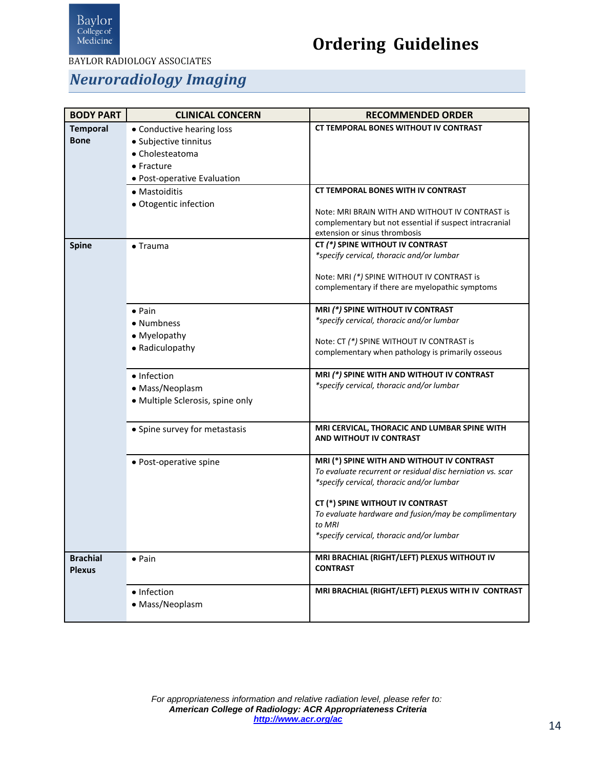BAYLOR RADIOLOGY ASSOCIATES

# Ordering Guidelines

## Neuroradiology Imaging

| BODY PART | CLINICAL CONCERN | RECOMMENDED ORDER |
|---|---|---|
| **Temporal Bone** | • Conductive hearing loss<br>• Subjective tinnitus<br>• Cholesteatoma<br>• Fracture<br>• Post-operative Evaluation | **CT TEMPORAL BONES WITHOUT IV CONTRAST** |
| | • Mastoiditis<br>• Otogentic infection | **CT TEMPORAL BONES WITH IV CONTRAST**<br><br>Note: MRI BRAIN WITH AND WITHOUT IV CONTRAST is complementary but not essential if suspect intracranial extension or sinus thrombosis |
| **Spine** | • Trauma | **CT *(*)* SPINE WITHOUT IV CONTRAST**<br>*\*specify cervical, thoracic and/or lumbar*<br><br>Note: MRI *(*)* SPINE WITHOUT IV CONTRAST is complementary if there are myelopathic symptoms |
| | • Pain<br>• Numbness<br>• Myelopathy<br>• Radiculopathy | **MRI *(*)* SPINE WITHOUT IV CONTRAST**<br>*\*specify cervical, thoracic and/or lumbar*<br><br>Note: CT *(*)* SPINE WITHOUT IV CONTRAST is complementary when pathology is primarily osseous |
| | • Infection<br>• Mass/Neoplasm<br>• Multiple Sclerosis, spine only | **MRI *(*)* SPINE WITH AND WITHOUT IV CONTRAST**<br>*\*specify cervical, thoracic and/or lumbar* |
| | • Spine survey for metastasis | **MRI CERVICAL, THORACIC AND LUMBAR SPINE WITH AND WITHOUT IV CONTRAST** |
| | • Post-operative spine | **MRI (*) SPINE WITH AND WITHOUT IV CONTRAST**<br>*To evaluate recurrent or residual disc herniation vs. scar*<br>*\*specify cervical, thoracic and/or lumbar*<br><br>**CT (*) SPINE WITHOUT IV CONTRAST**<br>*To evaluate hardware and fusion/may be complimentary to MRI*<br>*\*specify cervical, thoracic and/or lumbar* |
| **Brachial Plexus** | • Pain | **MRI BRACHIAL (RIGHT/LEFT) PLEXUS WITHOUT IV CONTRAST** |
| | • Infection<br>• Mass/Neoplasm | **MRI BRACHIAL (RIGHT/LEFT) PLEXUS WITH IV CONTRAST** |

*For appropriateness information and relative radiation level, please refer to:*
***American College of Radiology: ACR Appropriateness Criteria***
***http://www.acr.org/ac***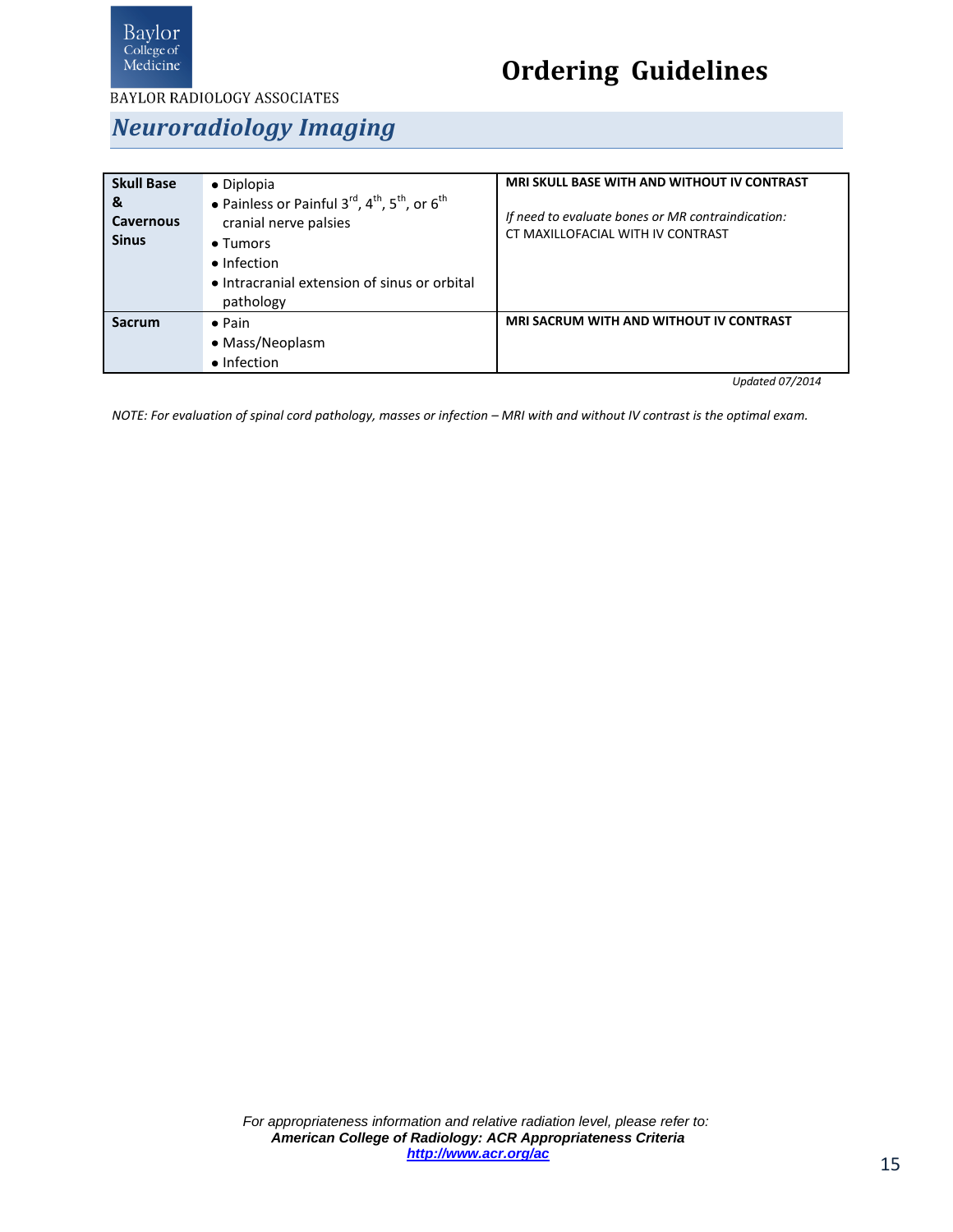## Neuroradiology Imaging

| | | |
|---|---|---|
| **Skull Base & Cavernous Sinus** | • Diplopia<br>• Painless or Painful 3rd, 4th, 5th, or 6th cranial nerve palsies<br>• Tumors<br>• Infection<br>• Intracranial extension of sinus or orbital pathology | **MRI SKULL BASE WITH AND WITHOUT IV CONTRAST**<br><br>*If need to evaluate bones or MR contraindication:*<br>CT MAXILLOFACIAL WITH IV CONTRAST |
| **Sacrum** | • Pain<br>• Mass/Neoplasm<br>• Infection | **MRI SACRUM WITH AND WITHOUT IV CONTRAST** |

*Updated 07/2014*

*NOTE: For evaluation of spinal cord pathology, masses or infection – MRI with and without IV contrast is the optimal exam.*

*For appropriateness information and relative radiation level, please refer to:*
***American College of Radiology: ACR Appropriateness Criteria***
***http://www.acr.org/ac***